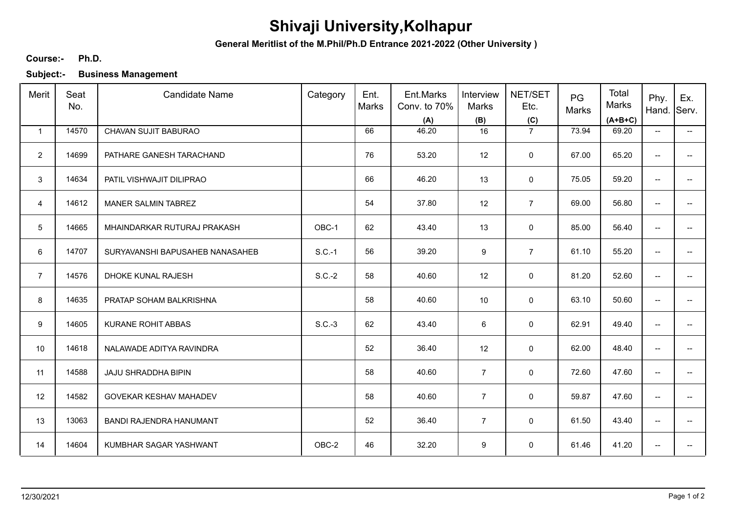# Shivaji University,Kolhapur

**General Meritlist of the M.Phil/Ph.D Entrance 2021-2022 (Other University )**

**Course:-** **Ph.D.**

**Subject:-** **Business Management**

| Merit | Seat No. | Candidate Name | Category | Ent. Marks | Ent.Marks Conv. to 70% (A) | Interview Marks (B) | NET/SET Etc. (C) | PG Marks | Total Marks (A+B+C) | Phy. Hand. | Ex. Serv. |
|---|---|---|---|---|---|---|---|---|---|---|---|
| 1 | 14570 | CHAVAN SUJIT BABURAO | | 66 | 46.20 | 16 | 7 | 73.94 | 69.20 | -- | -- |
| 2 | 14699 | PATHARE GANESH TARACHAND | | 76 | 53.20 | 12 | 0 | 67.00 | 65.20 | -- | -- |
| 3 | 14634 | PATIL VISHWAJIT DILIPRAO | | 66 | 46.20 | 13 | 0 | 75.05 | 59.20 | -- | -- |
| 4 | 14612 | MANER SALMIN TABREZ | | 54 | 37.80 | 12 | 7 | 69.00 | 56.80 | -- | -- |
| 5 | 14665 | MHAINDARKAR RUTURAJ PRAKASH | OBC-1 | 62 | 43.40 | 13 | 0 | 85.00 | 56.40 | -- | -- |
| 6 | 14707 | SURYAVANSHI BAPUSAHEB NANASAHEB | S.C.-1 | 56 | 39.20 | 9 | 7 | 61.10 | 55.20 | -- | -- |
| 7 | 14576 | DHOKE KUNAL RAJESH | S.C.-2 | 58 | 40.60 | 12 | 0 | 81.20 | 52.60 | -- | -- |
| 8 | 14635 | PRATAP SOHAM BALKRISHNA | | 58 | 40.60 | 10 | 0 | 63.10 | 50.60 | -- | -- |
| 9 | 14605 | KURANE ROHIT ABBAS | S.C.-3 | 62 | 43.40 | 6 | 0 | 62.91 | 49.40 | -- | -- |
| 10 | 14618 | NALAWADE ADITYA RAVINDRA | | 52 | 36.40 | 12 | 0 | 62.00 | 48.40 | -- | -- |
| 11 | 14588 | JAJU SHRADDHA BIPIN | | 58 | 40.60 | 7 | 0 | 72.60 | 47.60 | -- | -- |
| 12 | 14582 | GOVEKAR KESHAV MAHADEV | | 58 | 40.60 | 7 | 0 | 59.87 | 47.60 | -- | -- |
| 13 | 13063 | BANDI RAJENDRA HANUMANT | | 52 | 36.40 | 7 | 0 | 61.50 | 43.40 | -- | -- |
| 14 | 14604 | KUMBHAR SAGAR YASHWANT | OBC-2 | 46 | 32.20 | 9 | 0 | 61.46 | 41.20 | -- | -- |

12/30/2021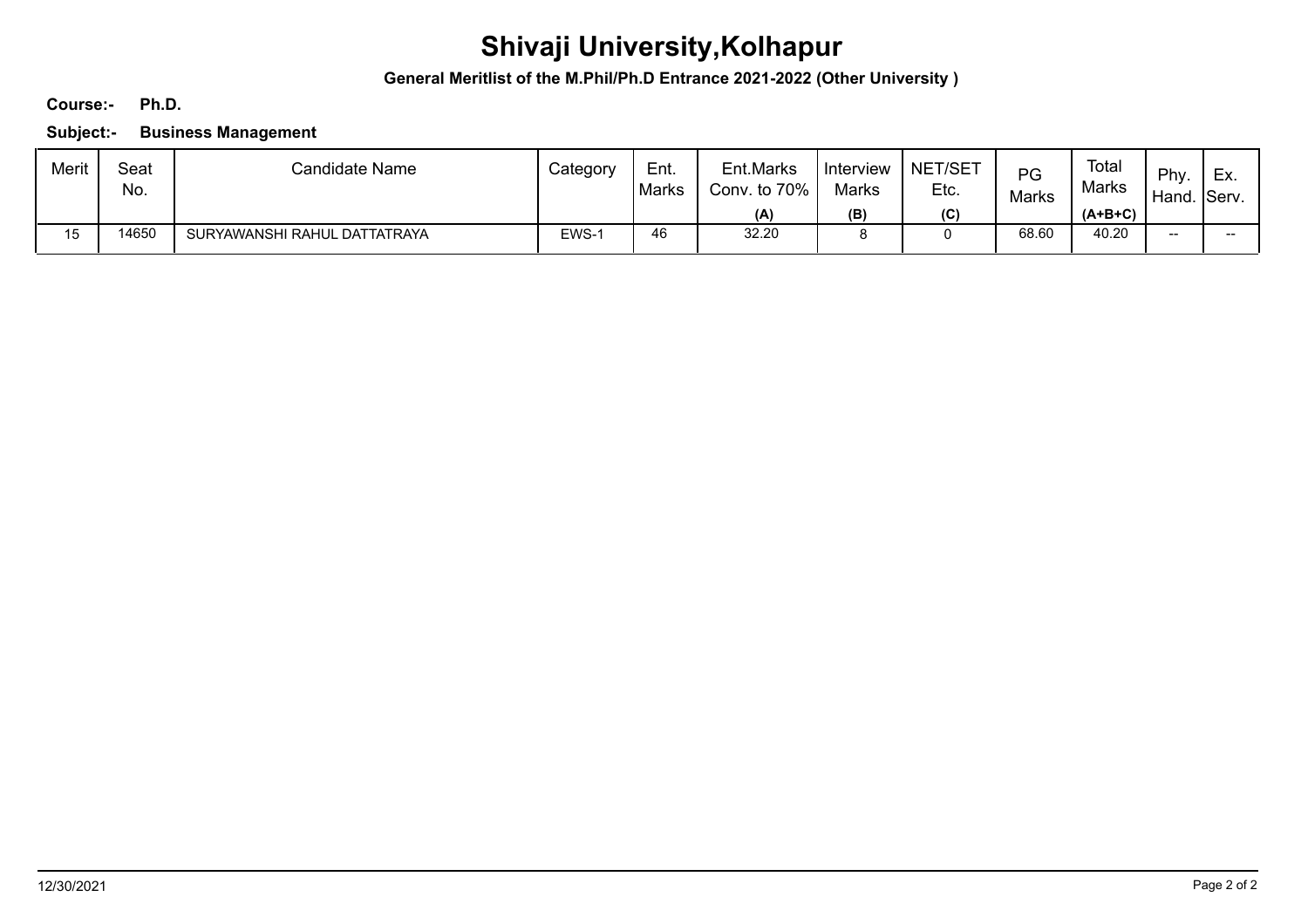# Shivaji University,Kolhapur

**General Meritlist of the M.Phil/Ph.D Entrance 2021-2022 (Other University )**

**Course:-** **Ph.D.**

**Subject:-** **Business Management**

| Merit | Seat No. | Candidate Name | Category | Ent. Marks | Ent.Marks Conv. to 70% **(A)** | Interview Marks **(B)** | NET/SET Etc. **(C)** | PG Marks | Total Marks **(A+B+C)** | Phy. Hand. | Ex. Serv. |
|---|---|---|---|---|---|---|---|---|---|---|---|
| 15 | 14650 | SURYAWANSHI RAHUL DATTATRAYA | EWS-1 | 46 | 32.20 | 8 | 0 | 68.60 | 40.20 | -- | -- |

12/30/2021